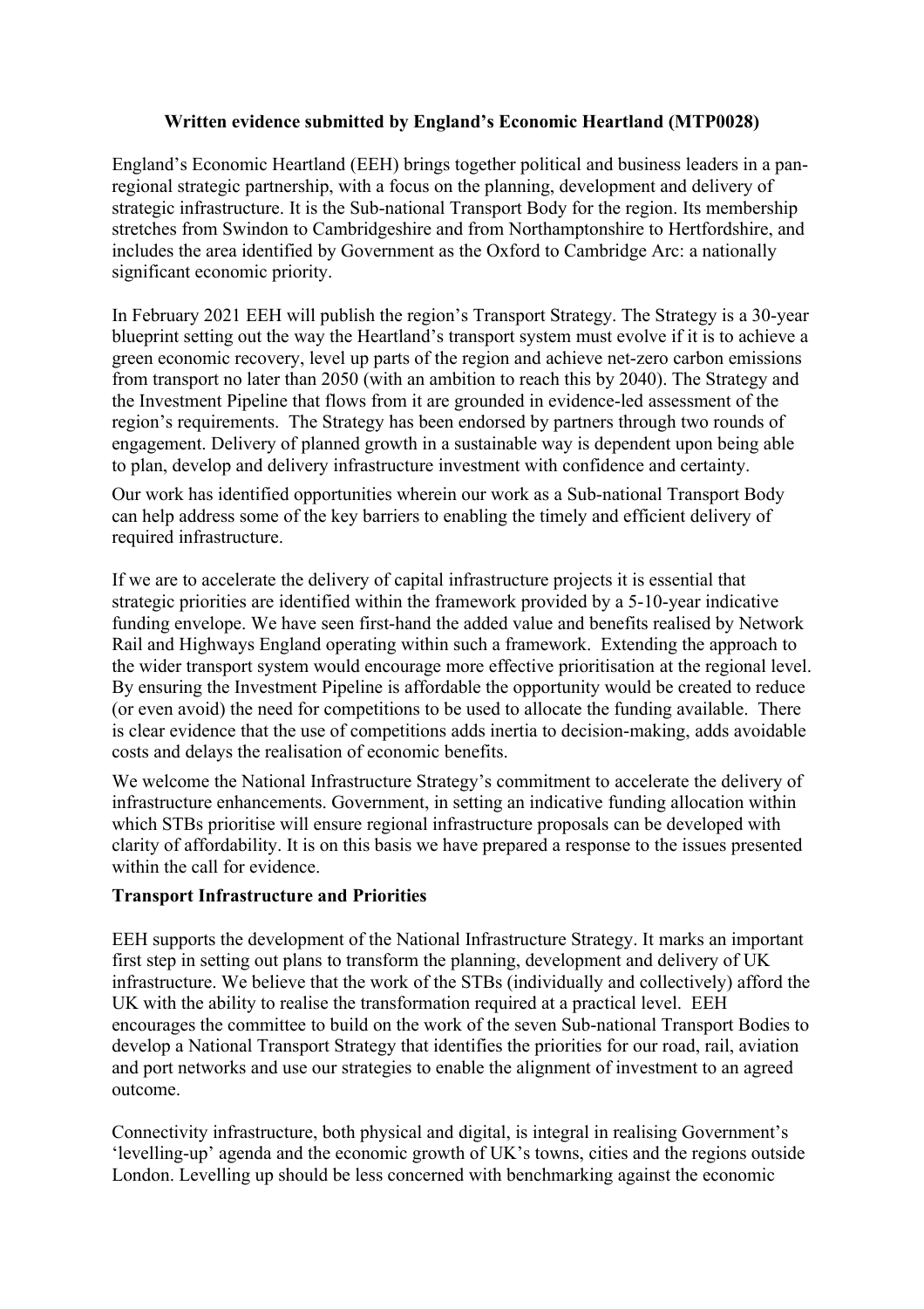**Written evidence submitted by England's Economic Heartland (MTP0028)**

England's Economic Heartland (EEH) brings together political and business leaders in a pan-regional strategic partnership, with a focus on the planning, development and delivery of strategic infrastructure. It is the Sub-national Transport Body for the region. Its membership stretches from Swindon to Cambridgeshire and from Northamptonshire to Hertfordshire, and includes the area identified by Government as the Oxford to Cambridge Arc: a nationally significant economic priority.

In February 2021 EEH will publish the region's Transport Strategy. The Strategy is a 30-year blueprint setting out the way the Heartland's transport system must evolve if it is to achieve a green economic recovery, level up parts of the region and achieve net-zero carbon emissions from transport no later than 2050 (with an ambition to reach this by 2040). The Strategy and the Investment Pipeline that flows from it are grounded in evidence-led assessment of the region's requirements. The Strategy has been endorsed by partners through two rounds of engagement. Delivery of planned growth in a sustainable way is dependent upon being able to plan, develop and delivery infrastructure investment with confidence and certainty.

Our work has identified opportunities wherein our work as a Sub-national Transport Body can help address some of the key barriers to enabling the timely and efficient delivery of required infrastructure.

If we are to accelerate the delivery of capital infrastructure projects it is essential that strategic priorities are identified within the framework provided by a 5-10-year indicative funding envelope. We have seen first-hand the added value and benefits realised by Network Rail and Highways England operating within such a framework. Extending the approach to the wider transport system would encourage more effective prioritisation at the regional level. By ensuring the Investment Pipeline is affordable the opportunity would be created to reduce (or even avoid) the need for competitions to be used to allocate the funding available. There is clear evidence that the use of competitions adds inertia to decision-making, adds avoidable costs and delays the realisation of economic benefits.

We welcome the National Infrastructure Strategy's commitment to accelerate the delivery of infrastructure enhancements. Government, in setting an indicative funding allocation within which STBs prioritise will ensure regional infrastructure proposals can be developed with clarity of affordability. It is on this basis we have prepared a response to the issues presented within the call for evidence.

**Transport Infrastructure and Priorities**

EEH supports the development of the National Infrastructure Strategy. It marks an important first step in setting out plans to transform the planning, development and delivery of UK infrastructure. We believe that the work of the STBs (individually and collectively) afford the UK with the ability to realise the transformation required at a practical level. EEH encourages the committee to build on the work of the seven Sub-national Transport Bodies to develop a National Transport Strategy that identifies the priorities for our road, rail, aviation and port networks and use our strategies to enable the alignment of investment to an agreed outcome.

Connectivity infrastructure, both physical and digital, is integral in realising Government's 'levelling-up' agenda and the economic growth of UK's towns, cities and the regions outside London. Levelling up should be less concerned with benchmarking against the economic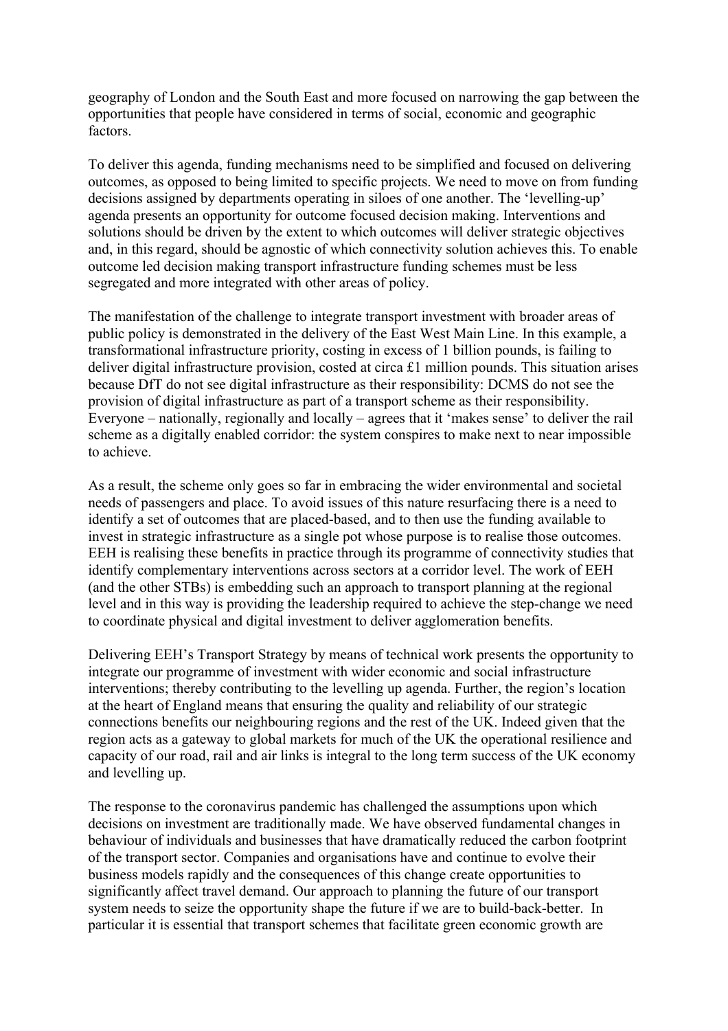geography of London and the South East and more focused on narrowing the gap between the opportunities that people have considered in terms of social, economic and geographic factors.

To deliver this agenda, funding mechanisms need to be simplified and focused on delivering outcomes, as opposed to being limited to specific projects. We need to move on from funding decisions assigned by departments operating in siloes of one another. The 'levelling-up' agenda presents an opportunity for outcome focused decision making. Interventions and solutions should be driven by the extent to which outcomes will deliver strategic objectives and, in this regard, should be agnostic of which connectivity solution achieves this. To enable outcome led decision making transport infrastructure funding schemes must be less segregated and more integrated with other areas of policy.

The manifestation of the challenge to integrate transport investment with broader areas of public policy is demonstrated in the delivery of the East West Main Line. In this example, a transformational infrastructure priority, costing in excess of 1 billion pounds, is failing to deliver digital infrastructure provision, costed at circa £1 million pounds. This situation arises because DfT do not see digital infrastructure as their responsibility: DCMS do not see the provision of digital infrastructure as part of a transport scheme as their responsibility. Everyone – nationally, regionally and locally – agrees that it 'makes sense' to deliver the rail scheme as a digitally enabled corridor: the system conspires to make next to near impossible to achieve.

As a result, the scheme only goes so far in embracing the wider environmental and societal needs of passengers and place. To avoid issues of this nature resurfacing there is a need to identify a set of outcomes that are placed-based, and to then use the funding available to invest in strategic infrastructure as a single pot whose purpose is to realise those outcomes. EEH is realising these benefits in practice through its programme of connectivity studies that identify complementary interventions across sectors at a corridor level. The work of EEH (and the other STBs) is embedding such an approach to transport planning at the regional level and in this way is providing the leadership required to achieve the step-change we need to coordinate physical and digital investment to deliver agglomeration benefits.

Delivering EEH's Transport Strategy by means of technical work presents the opportunity to integrate our programme of investment with wider economic and social infrastructure interventions; thereby contributing to the levelling up agenda. Further, the region's location at the heart of England means that ensuring the quality and reliability of our strategic connections benefits our neighbouring regions and the rest of the UK. Indeed given that the region acts as a gateway to global markets for much of the UK the operational resilience and capacity of our road, rail and air links is integral to the long term success of the UK economy and levelling up.

The response to the coronavirus pandemic has challenged the assumptions upon which decisions on investment are traditionally made. We have observed fundamental changes in behaviour of individuals and businesses that have dramatically reduced the carbon footprint of the transport sector. Companies and organisations have and continue to evolve their business models rapidly and the consequences of this change create opportunities to significantly affect travel demand. Our approach to planning the future of our transport system needs to seize the opportunity shape the future if we are to build-back-better. In particular it is essential that transport schemes that facilitate green economic growth are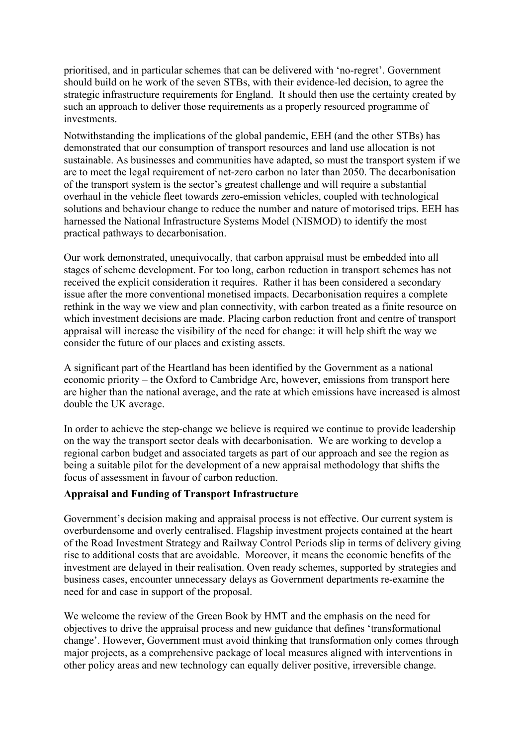prioritised, and in particular schemes that can be delivered with 'no-regret'. Government should build on he work of the seven STBs, with their evidence-led decision, to agree the strategic infrastructure requirements for England. It should then use the certainty created by such an approach to deliver those requirements as a properly resourced programme of investments.

Notwithstanding the implications of the global pandemic, EEH (and the other STBs) has demonstrated that our consumption of transport resources and land use allocation is not sustainable. As businesses and communities have adapted, so must the transport system if we are to meet the legal requirement of net-zero carbon no later than 2050. The decarbonisation of the transport system is the sector's greatest challenge and will require a substantial overhaul in the vehicle fleet towards zero-emission vehicles, coupled with technological solutions and behaviour change to reduce the number and nature of motorised trips. EEH has harnessed the National Infrastructure Systems Model (NISMOD) to identify the most practical pathways to decarbonisation.

Our work demonstrated, unequivocally, that carbon appraisal must be embedded into all stages of scheme development. For too long, carbon reduction in transport schemes has not received the explicit consideration it requires. Rather it has been considered a secondary issue after the more conventional monetised impacts. Decarbonisation requires a complete rethink in the way we view and plan connectivity, with carbon treated as a finite resource on which investment decisions are made. Placing carbon reduction front and centre of transport appraisal will increase the visibility of the need for change: it will help shift the way we consider the future of our places and existing assets.

A significant part of the Heartland has been identified by the Government as a national economic priority – the Oxford to Cambridge Arc, however, emissions from transport here are higher than the national average, and the rate at which emissions have increased is almost double the UK average.

In order to achieve the step-change we believe is required we continue to provide leadership on the way the transport sector deals with decarbonisation. We are working to develop a regional carbon budget and associated targets as part of our approach and see the region as being a suitable pilot for the development of a new appraisal methodology that shifts the focus of assessment in favour of carbon reduction.

**Appraisal and Funding of Transport Infrastructure**

Government's decision making and appraisal process is not effective. Our current system is overburdensome and overly centralised. Flagship investment projects contained at the heart of the Road Investment Strategy and Railway Control Periods slip in terms of delivery giving rise to additional costs that are avoidable. Moreover, it means the economic benefits of the investment are delayed in their realisation. Oven ready schemes, supported by strategies and business cases, encounter unnecessary delays as Government departments re-examine the need for and case in support of the proposal.

We welcome the review of the Green Book by HMT and the emphasis on the need for objectives to drive the appraisal process and new guidance that defines 'transformational change'. However, Government must avoid thinking that transformation only comes through major projects, as a comprehensive package of local measures aligned with interventions in other policy areas and new technology can equally deliver positive, irreversible change.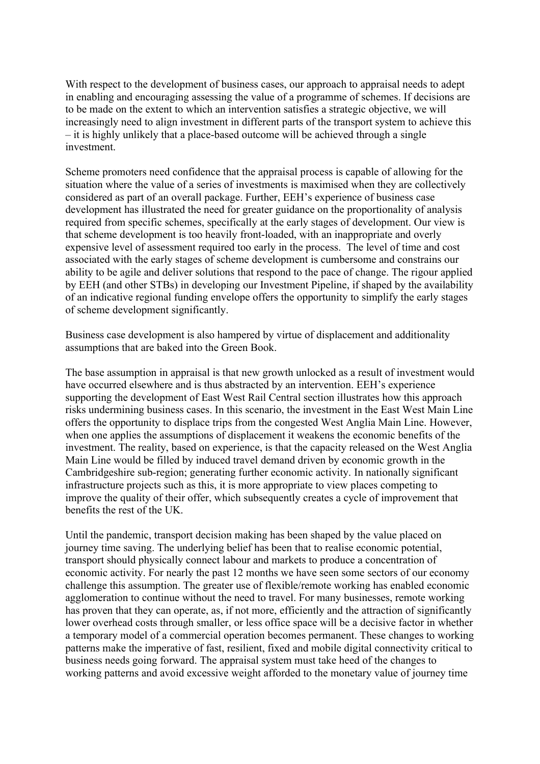With respect to the development of business cases, our approach to appraisal needs to adept in enabling and encouraging assessing the value of a programme of schemes. If decisions are to be made on the extent to which an intervention satisfies a strategic objective, we will increasingly need to align investment in different parts of the transport system to achieve this – it is highly unlikely that a place-based outcome will be achieved through a single investment.

Scheme promoters need confidence that the appraisal process is capable of allowing for the situation where the value of a series of investments is maximised when they are collectively considered as part of an overall package. Further, EEH's experience of business case development has illustrated the need for greater guidance on the proportionality of analysis required from specific schemes, specifically at the early stages of development. Our view is that scheme development is too heavily front-loaded, with an inappropriate and overly expensive level of assessment required too early in the process. The level of time and cost associated with the early stages of scheme development is cumbersome and constrains our ability to be agile and deliver solutions that respond to the pace of change. The rigour applied by EEH (and other STBs) in developing our Investment Pipeline, if shaped by the availability of an indicative regional funding envelope offers the opportunity to simplify the early stages of scheme development significantly.

Business case development is also hampered by virtue of displacement and additionality assumptions that are baked into the Green Book.

The base assumption in appraisal is that new growth unlocked as a result of investment would have occurred elsewhere and is thus abstracted by an intervention. EEH's experience supporting the development of East West Rail Central section illustrates how this approach risks undermining business cases. In this scenario, the investment in the East West Main Line offers the opportunity to displace trips from the congested West Anglia Main Line. However, when one applies the assumptions of displacement it weakens the economic benefits of the investment. The reality, based on experience, is that the capacity released on the West Anglia Main Line would be filled by induced travel demand driven by economic growth in the Cambridgeshire sub-region; generating further economic activity. In nationally significant infrastructure projects such as this, it is more appropriate to view places competing to improve the quality of their offer, which subsequently creates a cycle of improvement that benefits the rest of the UK.

Until the pandemic, transport decision making has been shaped by the value placed on journey time saving. The underlying belief has been that to realise economic potential, transport should physically connect labour and markets to produce a concentration of economic activity. For nearly the past 12 months we have seen some sectors of our economy challenge this assumption. The greater use of flexible/remote working has enabled economic agglomeration to continue without the need to travel. For many businesses, remote working has proven that they can operate, as, if not more, efficiently and the attraction of significantly lower overhead costs through smaller, or less office space will be a decisive factor in whether a temporary model of a commercial operation becomes permanent. These changes to working patterns make the imperative of fast, resilient, fixed and mobile digital connectivity critical to business needs going forward. The appraisal system must take heed of the changes to working patterns and avoid excessive weight afforded to the monetary value of journey time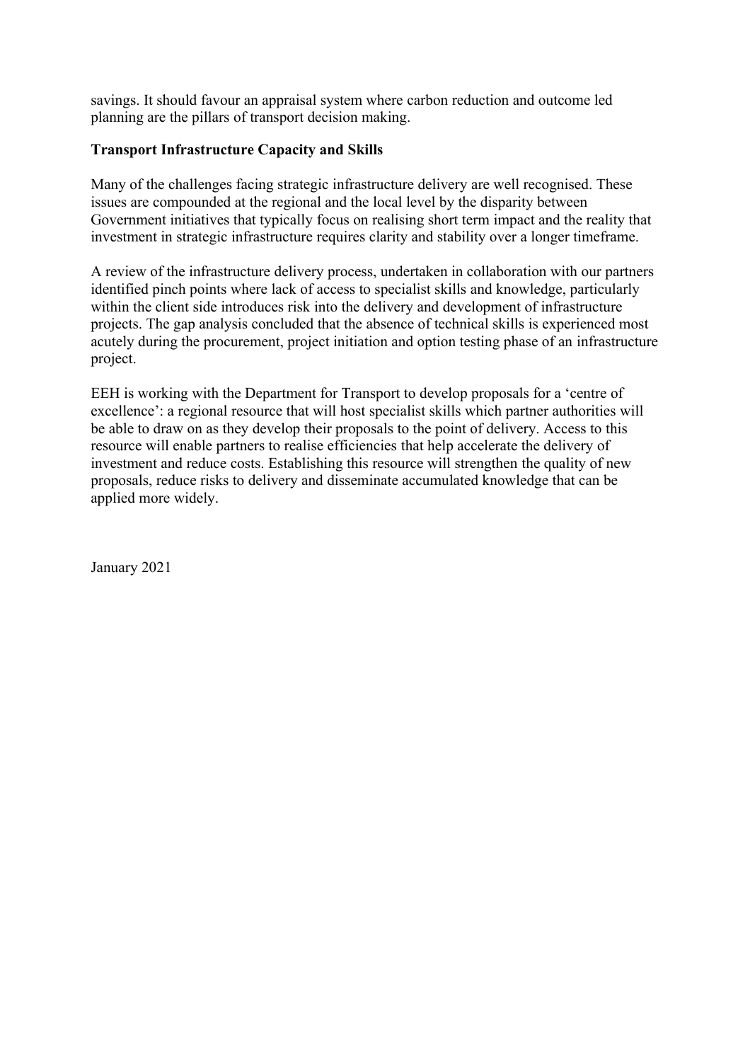savings. It should favour an appraisal system where carbon reduction and outcome led planning are the pillars of transport decision making.

**Transport Infrastructure Capacity and Skills**

Many of the challenges facing strategic infrastructure delivery are well recognised. These issues are compounded at the regional and the local level by the disparity between Government initiatives that typically focus on realising short term impact and the reality that investment in strategic infrastructure requires clarity and stability over a longer timeframe.

A review of the infrastructure delivery process, undertaken in collaboration with our partners identified pinch points where lack of access to specialist skills and knowledge, particularly within the client side introduces risk into the delivery and development of infrastructure projects. The gap analysis concluded that the absence of technical skills is experienced most acutely during the procurement, project initiation and option testing phase of an infrastructure project.

EEH is working with the Department for Transport to develop proposals for a 'centre of excellence': a regional resource that will host specialist skills which partner authorities will be able to draw on as they develop their proposals to the point of delivery. Access to this resource will enable partners to realise efficiencies that help accelerate the delivery of investment and reduce costs. Establishing this resource will strengthen the quality of new proposals, reduce risks to delivery and disseminate accumulated knowledge that can be applied more widely.

January 2021